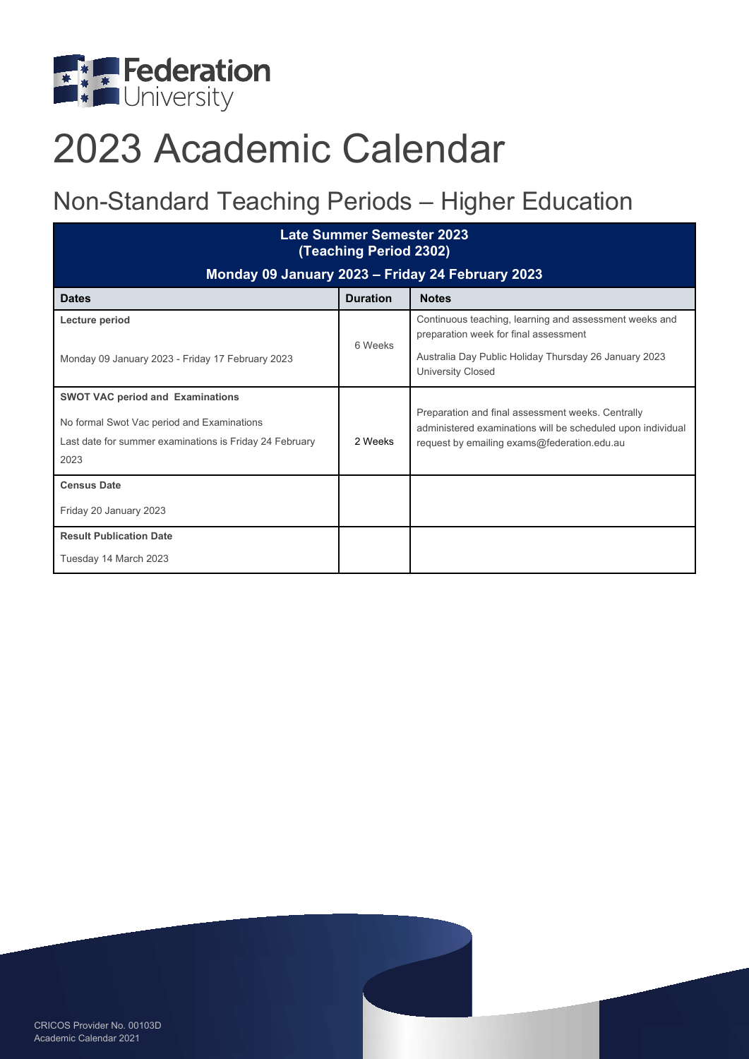# 2023 Academic Calendar

## Non-Standard Teaching Periods – Higher Education

| Late Summer Semester 2023 (Teaching Period 2302) Monday 09 January 2023 – Friday 24 February 2023 | | |
|---|---|---|
| **Dates** | **Duration** | **Notes** |
| **Lecture period**<br><br>Monday 09 January 2023 - Friday 17 February 2023 | 6 Weeks | Continuous teaching, learning and assessment weeks and preparation week for final assessment<br><br>Australia Day Public Holiday Thursday 26 January 2023 University Closed |
| **SWOT VAC period and Examinations**<br><br>No formal Swot Vac period and Examinations<br><br>Last date for summer examinations is Friday 24 February 2023 | 2 Weeks | Preparation and final assessment weeks. Centrally administered examinations will be scheduled upon individual request by emailing exams@federation.edu.au |
| **Census Date**<br><br>Friday 20 January 2023 | | |
| **Result Publication Date**<br><br>Tuesday 14 March 2023 | | |

CRICOS Provider No. 00103D
Academic Calendar 2021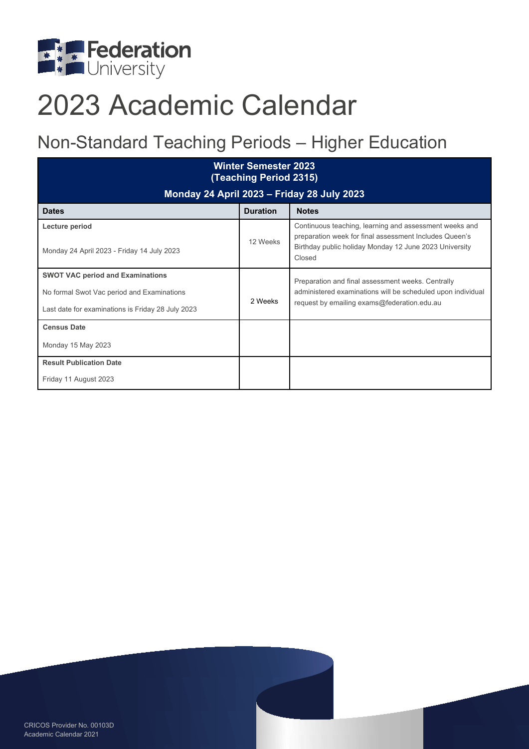Federation University

# 2023 Academic Calendar

## Non-Standard Teaching Periods – Higher Education

| **Winter Semester 2023 (Teaching Period 2315)**<br>**Monday 24 April 2023 – Friday 28 July 2023** | | |
|---|---|---|
| **Dates** | **Duration** | **Notes** |
| **Lecture period**<br>Monday 24 April 2023 - Friday 14 July 2023 | 12 Weeks | Continuous teaching, learning and assessment weeks and preparation week for final assessment Includes Queen's Birthday public holiday Monday 12 June 2023 University Closed |
| **SWOT VAC period and Examinations**<br>No formal Swot Vac period and Examinations<br>Last date for examinations is Friday 28 July 2023 | 2 Weeks | Preparation and final assessment weeks. Centrally administered examinations will be scheduled upon individual request by emailing exams@federation.edu.au |
| **Census Date**<br>Monday 15 May 2023 | | |
| **Result Publication Date**<br>Friday 11 August 2023 | | |

CRICOS Provider No. 00103D
Academic Calendar 2021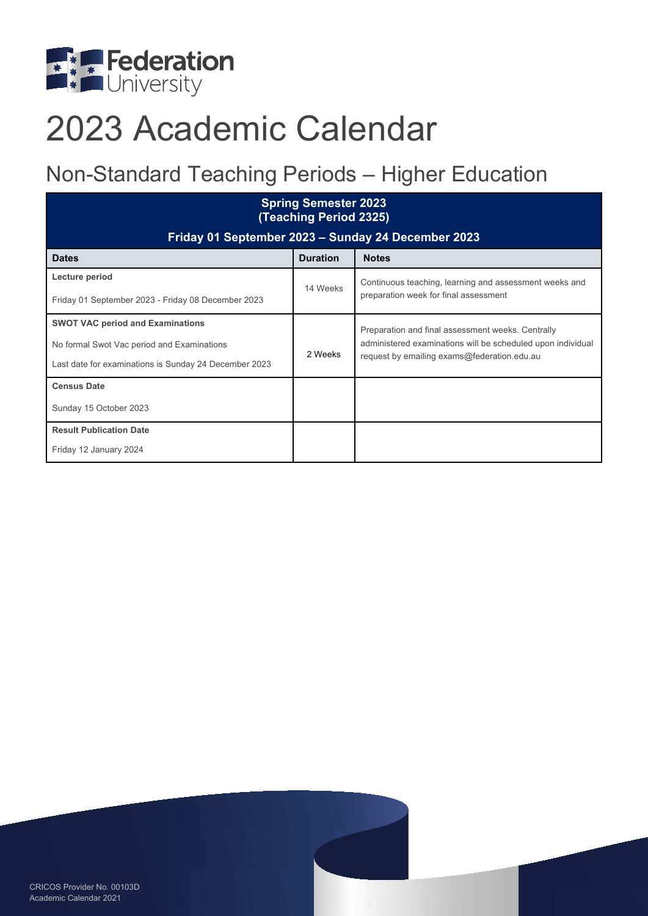# 2023 Academic Calendar

## Non-Standard Teaching Periods – Higher Education

| Spring Semester 2023 (Teaching Period 2325) Friday 01 September 2023 – Sunday 24 December 2023 | | |
|---|---|---|
| **Dates** | **Duration** | **Notes** |
| **Lecture period** Friday 01 September 2023 - Friday 08 December 2023 | 14 Weeks | Continuous teaching, learning and assessment weeks and preparation week for final assessment |
| **SWOT VAC period and Examinations** No formal Swot Vac period and Examinations Last date for examinations is Sunday 24 December 2023 | 2 Weeks | Preparation and final assessment weeks. Centrally administered examinations will be scheduled upon individual request by emailing exams@federation.edu.au |
| **Census Date** Sunday 15 October 2023 | | |
| **Result Publication Date** Friday 12 January 2024 | | |

CRICOS Provider No. 00103D
Academic Calendar 2021